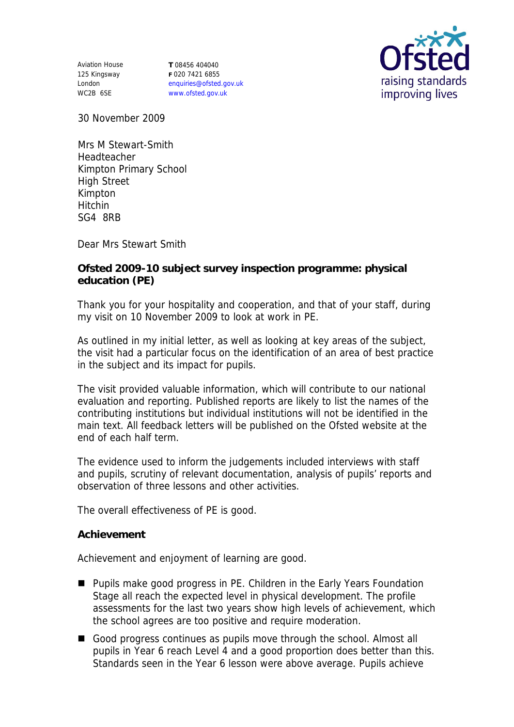Aviation House
125 Kingsway
London
WC2B 6SE

**T** 08456 404040
**F** 020 7421 6855
enquiries@ofsted.gov.uk
www.ofsted.gov.uk

Ofsted
raising standards
improving lives

30 November 2009

Mrs M Stewart-Smith
Headteacher
Kimpton Primary School
High Street
Kimpton
Hitchin
SG4 8RB

Dear Mrs Stewart Smith

**Ofsted 2009-10 subject survey inspection programme: physical education (PE)**

Thank you for your hospitality and cooperation, and that of your staff, during my visit on 10 November 2009 to look at work in PE.

As outlined in my initial letter, as well as looking at key areas of the subject, the visit had a particular focus on the identification of an area of best practice in the subject and its impact for pupils.

The visit provided valuable information, which will contribute to our national evaluation and reporting. Published reports are likely to list the names of the contributing institutions but individual institutions will not be identified in the main text. All feedback letters will be published on the Ofsted website at the end of each half term.

The evidence used to inform the judgements included interviews with staff and pupils, scrutiny of relevant documentation, analysis of pupils' reports and observation of three lessons and other activities.

The overall effectiveness of PE is good.

**Achievement**

Achievement and enjoyment of learning are good.

- Pupils make good progress in PE. Children in the Early Years Foundation Stage all reach the expected level in physical development. The profile assessments for the last two years show high levels of achievement, which the school agrees are too positive and require moderation.
- Good progress continues as pupils move through the school. Almost all pupils in Year 6 reach Level 4 and a good proportion does better than this. Standards seen in the Year 6 lesson were above average. Pupils achieve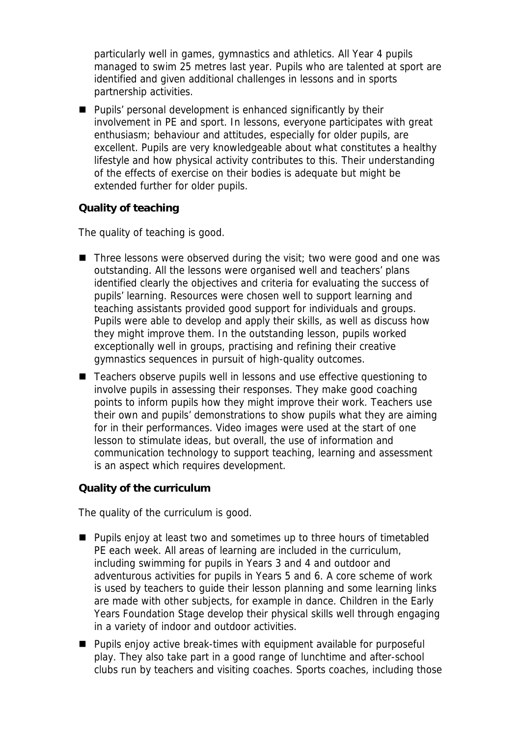particularly well in games, gymnastics and athletics. All Year 4 pupils managed to swim 25 metres last year. Pupils who are talented at sport are identified and given additional challenges in lessons and in sports partnership activities.

- Pupils' personal development is enhanced significantly by their involvement in PE and sport. In lessons, everyone participates with great enthusiasm; behaviour and attitudes, especially for older pupils, are excellent. Pupils are very knowledgeable about what constitutes a healthy lifestyle and how physical activity contributes to this. Their understanding of the effects of exercise on their bodies is adequate but might be extended further for older pupils.

**Quality of teaching**

The quality of teaching is good.

- Three lessons were observed during the visit; two were good and one was outstanding. All the lessons were organised well and teachers' plans identified clearly the objectives and criteria for evaluating the success of pupils' learning. Resources were chosen well to support learning and teaching assistants provided good support for individuals and groups. Pupils were able to develop and apply their skills, as well as discuss how they might improve them. In the outstanding lesson, pupils worked exceptionally well in groups, practising and refining their creative gymnastics sequences in pursuit of high-quality outcomes.
- Teachers observe pupils well in lessons and use effective questioning to involve pupils in assessing their responses. They make good coaching points to inform pupils how they might improve their work. Teachers use their own and pupils' demonstrations to show pupils what they are aiming for in their performances. Video images were used at the start of one lesson to stimulate ideas, but overall, the use of information and communication technology to support teaching, learning and assessment is an aspect which requires development.

**Quality of the curriculum**

The quality of the curriculum is good.

- Pupils enjoy at least two and sometimes up to three hours of timetabled PE each week. All areas of learning are included in the curriculum, including swimming for pupils in Years 3 and 4 and outdoor and adventurous activities for pupils in Years 5 and 6. A core scheme of work is used by teachers to guide their lesson planning and some learning links are made with other subjects, for example in dance. Children in the Early Years Foundation Stage develop their physical skills well through engaging in a variety of indoor and outdoor activities.
- Pupils enjoy active break-times with equipment available for purposeful play. They also take part in a good range of lunchtime and after-school clubs run by teachers and visiting coaches. Sports coaches, including those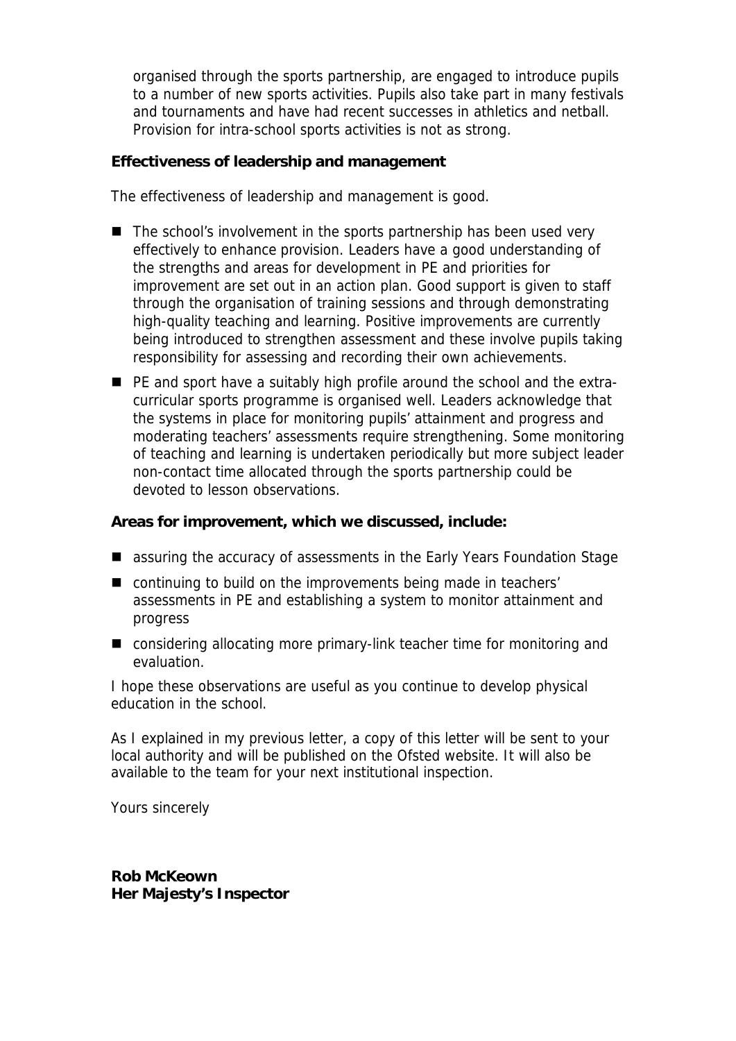organised through the sports partnership, are engaged to introduce pupils to a number of new sports activities. Pupils also take part in many festivals and tournaments and have had recent successes in athletics and netball. Provision for intra-school sports activities is not as strong.

**Effectiveness of leadership and management**

The effectiveness of leadership and management is good.

- The school's involvement in the sports partnership has been used very effectively to enhance provision. Leaders have a good understanding of the strengths and areas for development in PE and priorities for improvement are set out in an action plan. Good support is given to staff through the organisation of training sessions and through demonstrating high-quality teaching and learning. Positive improvements are currently being introduced to strengthen assessment and these involve pupils taking responsibility for assessing and recording their own achievements.
- PE and sport have a suitably high profile around the school and the extra-curricular sports programme is organised well. Leaders acknowledge that the systems in place for monitoring pupils' attainment and progress and moderating teachers' assessments require strengthening. Some monitoring of teaching and learning is undertaken periodically but more subject leader non-contact time allocated through the sports partnership could be devoted to lesson observations.

**Areas for improvement, which we discussed, include:**

- assuring the accuracy of assessments in the Early Years Foundation Stage
- continuing to build on the improvements being made in teachers' assessments in PE and establishing a system to monitor attainment and progress
- considering allocating more primary-link teacher time for monitoring and evaluation.

I hope these observations are useful as you continue to develop physical education in the school.

As I explained in my previous letter, a copy of this letter will be sent to your local authority and will be published on the Ofsted website. It will also be available to the team for your next institutional inspection.

Yours sincerely

**Rob McKeown**
**Her Majesty's Inspector**